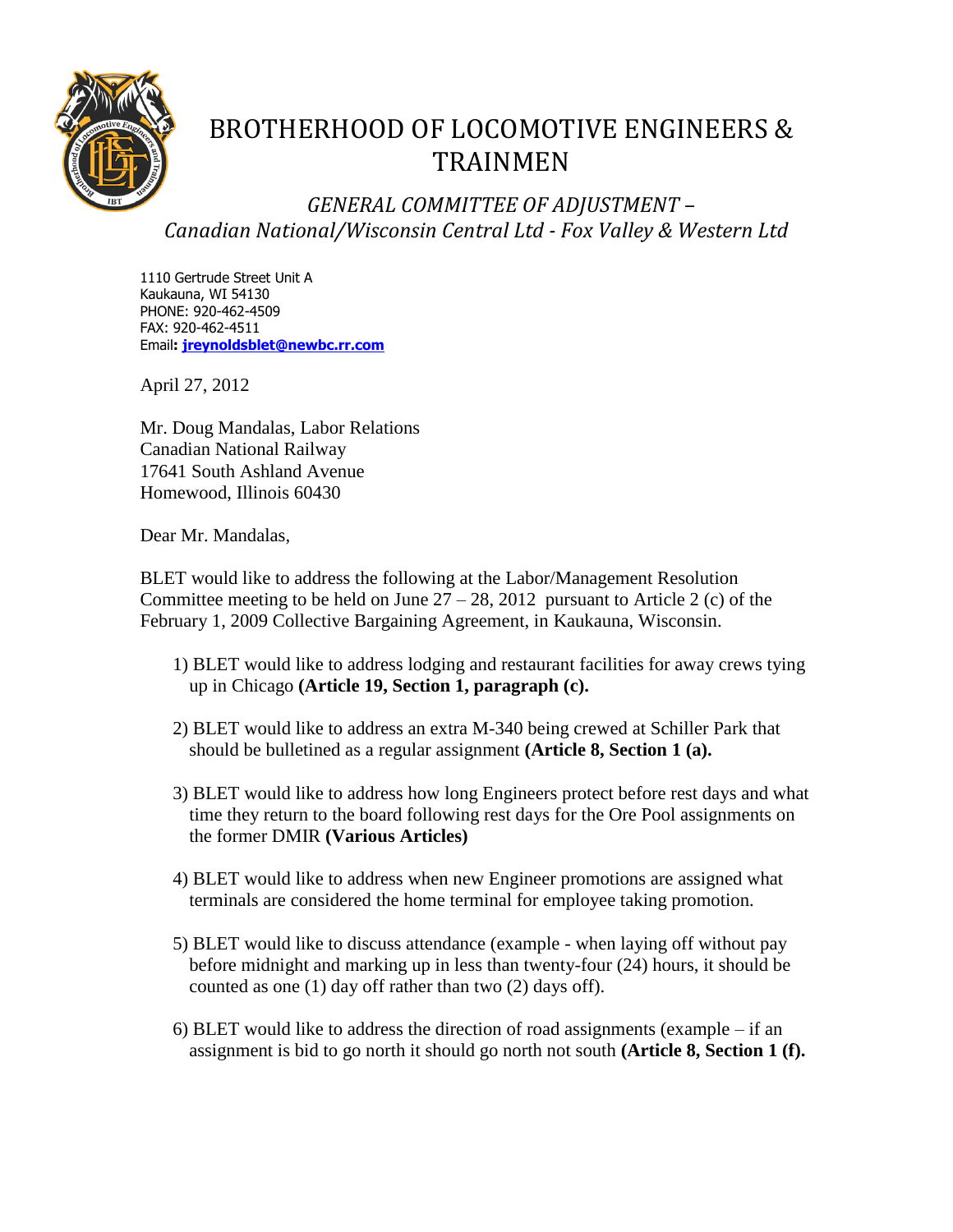# BROTHERHOOD OF LOCOMOTIVE ENGINEERS & TRAINMEN

## *GENERAL COMMITTEE OF ADJUSTMENT – Canadian National/Wisconsin Central Ltd - Fox Valley & Western Ltd*

1110 Gertrude Street Unit A
Kaukauna, WI 54130
PHONE: 920-462-4509
FAX: 920-462-4511
Email: **jreynoldsblet@newbc.rr.com**

April 27, 2012

Mr. Doug Mandalas, Labor Relations
Canadian National Railway
17641 South Ashland Avenue
Homewood, Illinois 60430

Dear Mr. Mandalas,

BLET would like to address the following at the Labor/Management Resolution Committee meeting to be held on June 27 – 28, 2012 pursuant to Article 2 (c) of the February 1, 2009 Collective Bargaining Agreement, in Kaukauna, Wisconsin.

1) BLET would like to address lodging and restaurant facilities for away crews tying up in Chicago **(Article 19, Section 1, paragraph (c).**

2) BLET would like to address an extra M-340 being crewed at Schiller Park that should be bulletined as a regular assignment **(Article 8, Section 1 (a).**

3) BLET would like to address how long Engineers protect before rest days and what time they return to the board following rest days for the Ore Pool assignments on the former DMIR **(Various Articles)**

4) BLET would like to address when new Engineer promotions are assigned what terminals are considered the home terminal for employee taking promotion.

5) BLET would like to discuss attendance (example - when laying off without pay before midnight and marking up in less than twenty-four (24) hours, it should be counted as one (1) day off rather than two (2) days off).

6) BLET would like to address the direction of road assignments (example – if an assignment is bid to go north it should go north not south **(Article 8, Section 1 (f).**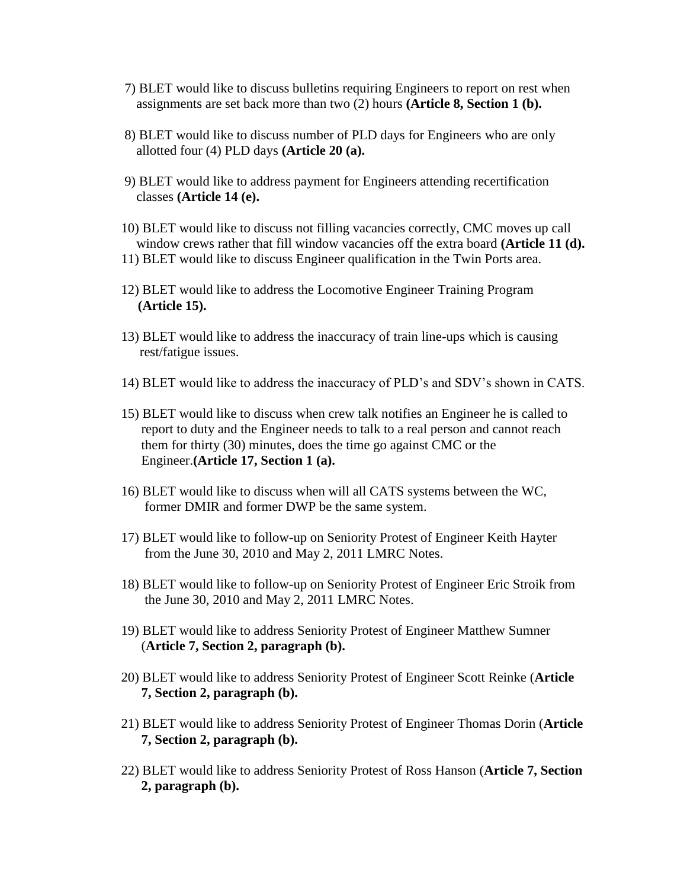7) BLET would like to discuss bulletins requiring Engineers to report on rest when assignments are set back more than two (2) hours **(Article 8, Section 1 (b).**

8) BLET would like to discuss number of PLD days for Engineers who are only allotted four (4) PLD days **(Article 20 (a).**

9) BLET would like to address payment for Engineers attending recertification classes **(Article 14 (e).**

10) BLET would like to discuss not filling vacancies correctly, CMC moves up call window crews rather that fill window vacancies off the extra board **(Article 11 (d).**

11) BLET would like to discuss Engineer qualification in the Twin Ports area.

12) BLET would like to address the Locomotive Engineer Training Program **(Article 15).**

13) BLET would like to address the inaccuracy of train line-ups which is causing rest/fatigue issues.

14) BLET would like to address the inaccuracy of PLD's and SDV's shown in CATS.

15) BLET would like to discuss when crew talk notifies an Engineer he is called to report to duty and the Engineer needs to talk to a real person and cannot reach them for thirty (30) minutes, does the time go against CMC or the Engineer.**(Article 17, Section 1 (a).**

16) BLET would like to discuss when will all CATS systems between the WC, former DMIR and former DWP be the same system.

17) BLET would like to follow-up on Seniority Protest of Engineer Keith Hayter from the June 30, 2010 and May 2, 2011 LMRC Notes.

18) BLET would like to follow-up on Seniority Protest of Engineer Eric Stroik from the June 30, 2010 and May 2, 2011 LMRC Notes.

19) BLET would like to address Seniority Protest of Engineer Matthew Sumner (**Article 7, Section 2, paragraph (b).**

20) BLET would like to address Seniority Protest of Engineer Scott Reinke (**Article 7, Section 2, paragraph (b).**

21) BLET would like to address Seniority Protest of Engineer Thomas Dorin (**Article 7, Section 2, paragraph (b).**

22) BLET would like to address Seniority Protest of Ross Hanson (**Article 7, Section 2, paragraph (b).**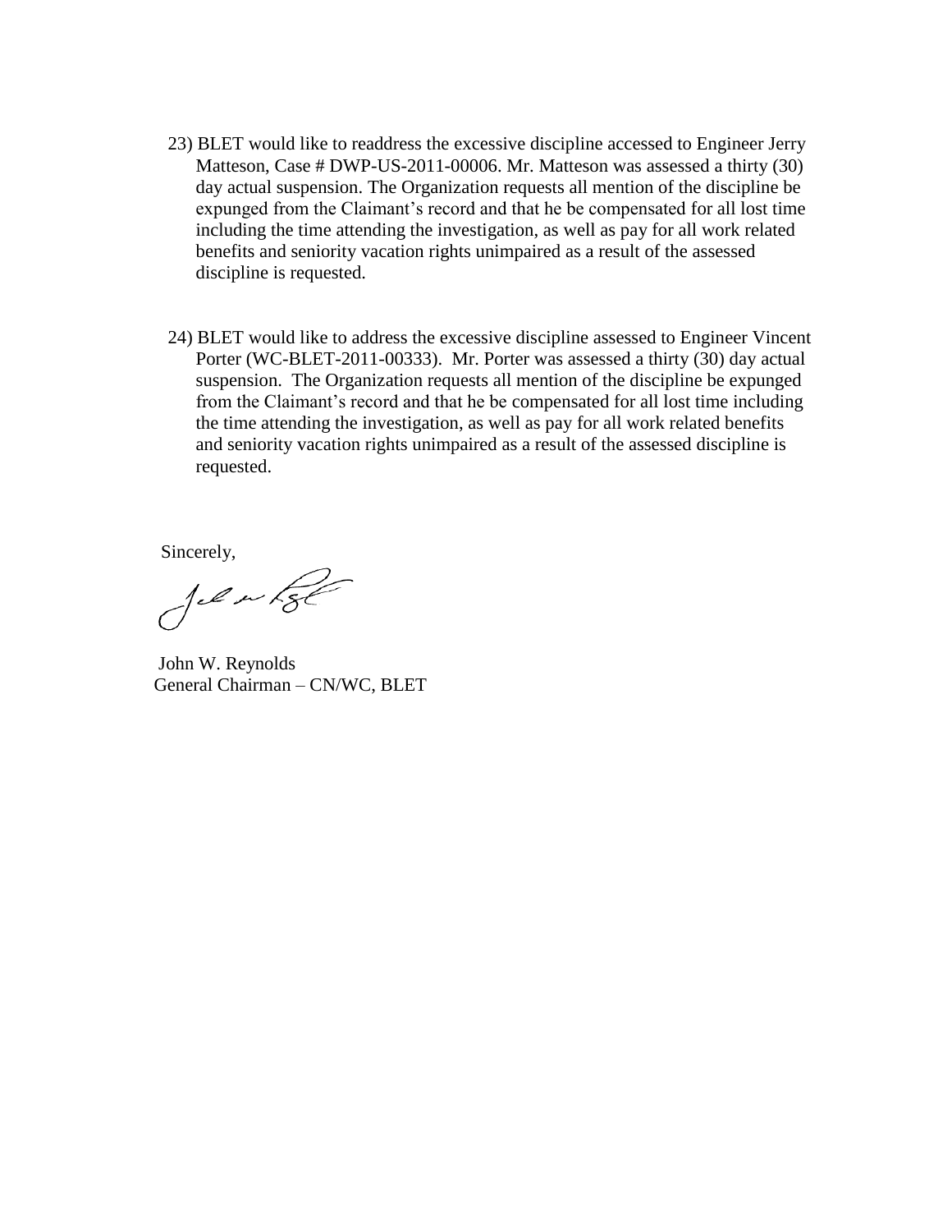23) BLET would like to readdress the excessive discipline accessed to Engineer Jerry Matteson, Case # DWP-US-2011-00006. Mr. Matteson was assessed a thirty (30) day actual suspension. The Organization requests all mention of the discipline be expunged from the Claimant's record and that he be compensated for all lost time including the time attending the investigation, as well as pay for all work related benefits and seniority vacation rights unimpaired as a result of the assessed discipline is requested.

24) BLET would like to address the excessive discipline assessed to Engineer Vincent Porter (WC-BLET-2011-00333). Mr. Porter was assessed a thirty (30) day actual suspension. The Organization requests all mention of the discipline be expunged from the Claimant's record and that he be compensated for all lost time including the time attending the investigation, as well as pay for all work related benefits and seniority vacation rights unimpaired as a result of the assessed discipline is requested.

Sincerely,

John W. Reynolds
General Chairman – CN/WC, BLET